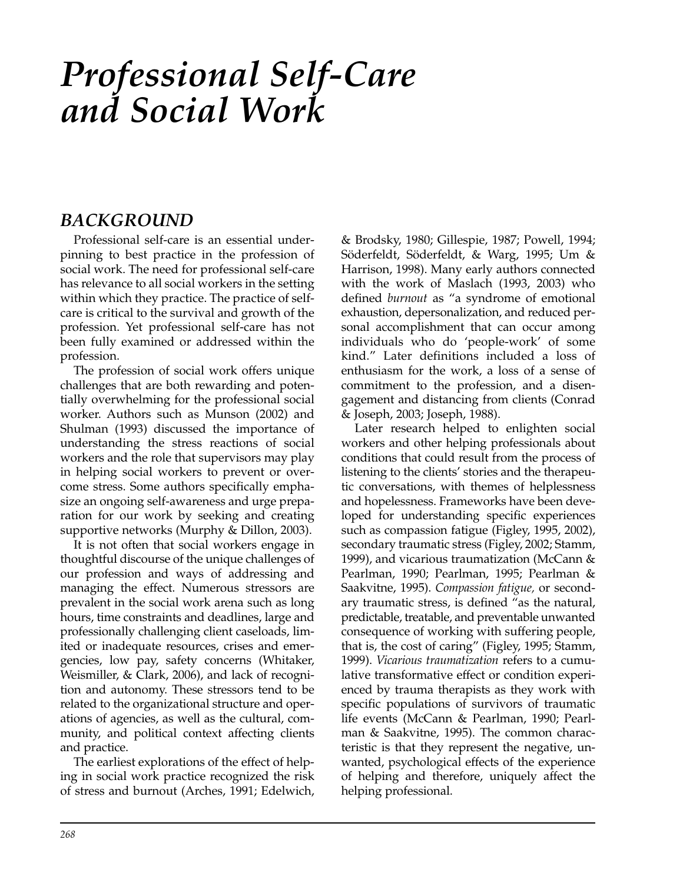# Professional Self-Care and Social Work

## BACKGROUND

Professional self-care is an essential underpinning to best practice in the profession of social work. The need for professional self-care has relevance to all social workers in the setting within which they practice. The practice of self-care is critical to the survival and growth of the profession. Yet professional self-care has not been fully examined or addressed within the profession.

The profession of social work offers unique challenges that are both rewarding and potentially overwhelming for the professional social worker. Authors such as Munson (2002) and Shulman (1993) discussed the importance of understanding the stress reactions of social workers and the role that supervisors may play in helping social workers to prevent or overcome stress. Some authors specifically emphasize an ongoing self-awareness and urge preparation for our work by seeking and creating supportive networks (Murphy & Dillon, 2003).

It is not often that social workers engage in thoughtful discourse of the unique challenges of our profession and ways of addressing and managing the effect. Numerous stressors are prevalent in the social work arena such as long hours, time constraints and deadlines, large and professionally challenging client caseloads, limited or inadequate resources, crises and emergencies, low pay, safety concerns (Whitaker, Weismiller, & Clark, 2006), and lack of recognition and autonomy. These stressors tend to be related to the organizational structure and operations of agencies, as well as the cultural, community, and political context affecting clients and practice.

The earliest explorations of the effect of helping in social work practice recognized the risk of stress and burnout (Arches, 1991; Edelwich, & Brodsky, 1980; Gillespie, 1987; Powell, 1994; Söderfeldt, Söderfeldt, & Warg, 1995; Um & Harrison, 1998). Many early authors connected with the work of Maslach (1993, 2003) who defined *burnout* as "a syndrome of emotional exhaustion, depersonalization, and reduced personal accomplishment that can occur among individuals who do 'people-work' of some kind." Later definitions included a loss of enthusiasm for the work, a loss of a sense of commitment to the profession, and a disengagement and distancing from clients (Conrad & Joseph, 2003; Joseph, 1988).

Later research helped to enlighten social workers and other helping professionals about conditions that could result from the process of listening to the clients' stories and the therapeutic conversations, with themes of helplessness and hopelessness. Frameworks have been developed for understanding specific experiences such as compassion fatigue (Figley, 1995, 2002), secondary traumatic stress (Figley, 2002; Stamm, 1999), and vicarious traumatization (McCann & Pearlman, 1990; Pearlman, 1995; Pearlman & Saakvitne, 1995). *Compassion fatigue,* or secondary traumatic stress, is defined "as the natural, predictable, treatable, and preventable unwanted consequence of working with suffering people, that is, the cost of caring" (Figley, 1995; Stamm, 1999). *Vicarious traumatization* refers to a cumulative transformative effect or condition experienced by trauma therapists as they work with specific populations of survivors of traumatic life events (McCann & Pearlman, 1990; Pearlman & Saakvitne, 1995). The common characteristic is that they represent the negative, unwanted, psychological effects of the experience of helping and therefore, uniquely affect the helping professional.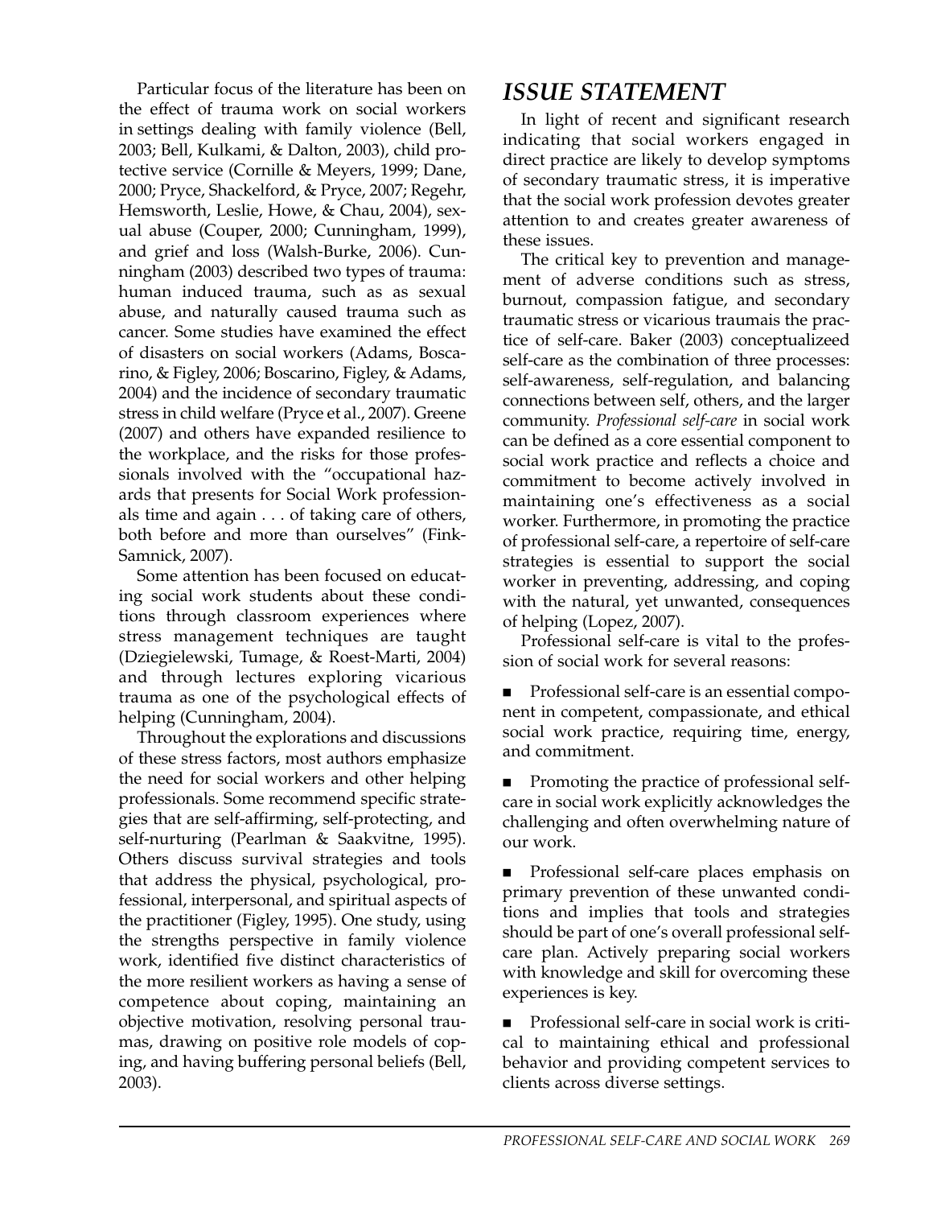Particular focus of the literature has been on the effect of trauma work on social workers in settings dealing with family violence (Bell, 2003; Bell, Kulkami, & Dalton, 2003), child protective service (Cornille & Meyers, 1999; Dane, 2000; Pryce, Shackelford, & Pryce, 2007; Regehr, Hemsworth, Leslie, Howe, & Chau, 2004), sexual abuse (Couper, 2000; Cunningham, 1999), and grief and loss (Walsh-Burke, 2006). Cunningham (2003) described two types of trauma: human induced trauma, such as as sexual abuse, and naturally caused trauma such as cancer. Some studies have examined the effect of disasters on social workers (Adams, Boscarino, & Figley, 2006; Boscarino, Figley, & Adams, 2004) and the incidence of secondary traumatic stress in child welfare (Pryce et al., 2007). Greene (2007) and others have expanded resilience to the workplace, and the risks for those professionals involved with the "occupational hazards that presents for Social Work professionals time and again . . . of taking care of others, both before and more than ourselves" (Fink-Samnick, 2007).

Some attention has been focused on educating social work students about these conditions through classroom experiences where stress management techniques are taught (Dziegielewski, Tumage, & Roest-Marti, 2004) and through lectures exploring vicarious trauma as one of the psychological effects of helping (Cunningham, 2004).

Throughout the explorations and discussions of these stress factors, most authors emphasize the need for social workers and other helping professionals. Some recommend specific strategies that are self-affirming, self-protecting, and self-nurturing (Pearlman & Saakvitne, 1995). Others discuss survival strategies and tools that address the physical, psychological, professional, interpersonal, and spiritual aspects of the practitioner (Figley, 1995). One study, using the strengths perspective in family violence work, identified five distinct characteristics of the more resilient workers as having a sense of competence about coping, maintaining an objective motivation, resolving personal traumas, drawing on positive role models of coping, and having buffering personal beliefs (Bell, 2003).

## ISSUE STATEMENT

In light of recent and significant research indicating that social workers engaged in direct practice are likely to develop symptoms of secondary traumatic stress, it is imperative that the social work profession devotes greater attention to and creates greater awareness of these issues.

The critical key to prevention and management of adverse conditions such as stress, burnout, compassion fatigue, and secondary traumatic stress or vicarious traumais the practice of self-care. Baker (2003) conceptualizeed self-care as the combination of three processes: self-awareness, self-regulation, and balancing connections between self, others, and the larger community. *Professional self-care* in social work can be defined as a core essential component to social work practice and reflects a choice and commitment to become actively involved in maintaining one's effectiveness as a social worker. Furthermore, in promoting the practice of professional self-care, a repertoire of self-care strategies is essential to support the social worker in preventing, addressing, and coping with the natural, yet unwanted, consequences of helping (Lopez, 2007).

Professional self-care is vital to the profession of social work for several reasons:

- Professional self-care is an essential component in competent, compassionate, and ethical social work practice, requiring time, energy, and commitment.
- Promoting the practice of professional self-care in social work explicitly acknowledges the challenging and often overwhelming nature of our work.
- Professional self-care places emphasis on primary prevention of these unwanted conditions and implies that tools and strategies should be part of one's overall professional self-care plan. Actively preparing social workers with knowledge and skill for overcoming these experiences is key.
- Professional self-care in social work is critical to maintaining ethical and professional behavior and providing competent services to clients across diverse settings.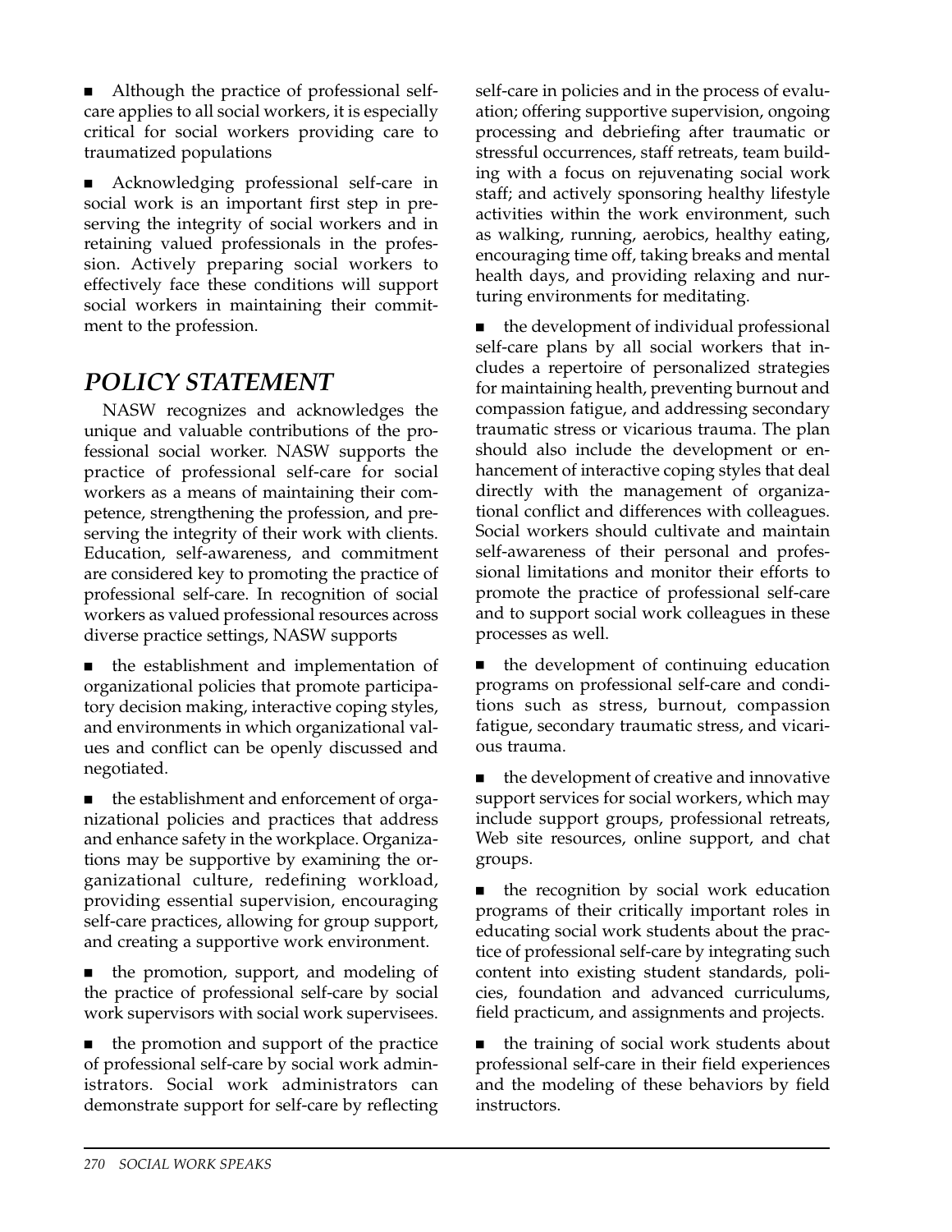- Although the practice of professional self-care applies to all social workers, it is especially critical for social workers providing care to traumatized populations

- Acknowledging professional self-care in social work is an important first step in preserving the integrity of social workers and in retaining valued professionals in the profession. Actively preparing social workers to effectively face these conditions will support social workers in maintaining their commitment to the profession.

## *POLICY STATEMENT*

NASW recognizes and acknowledges the unique and valuable contributions of the professional social worker. NASW supports the practice of professional self-care for social workers as a means of maintaining their competence, strengthening the profession, and preserving the integrity of their work with clients. Education, self-awareness, and commitment are considered key to promoting the practice of professional self-care. In recognition of social workers as valued professional resources across diverse practice settings, NASW supports

- the establishment and implementation of organizational policies that promote participatory decision making, interactive coping styles, and environments in which organizational values and conflict can be openly discussed and negotiated.

- the establishment and enforcement of organizational policies and practices that address and enhance safety in the workplace. Organizations may be supportive by examining the organizational culture, redefining workload, providing essential supervision, encouraging self-care practices, allowing for group support, and creating a supportive work environment.

- the promotion, support, and modeling of the practice of professional self-care by social work supervisors with social work supervisees.

- the promotion and support of the practice of professional self-care by social work administrators. Social work administrators can demonstrate support for self-care by reflecting self-care in policies and in the process of evaluation; offering supportive supervision, ongoing processing and debriefing after traumatic or stressful occurrences, staff retreats, team building with a focus on rejuvenating social work staff; and actively sponsoring healthy lifestyle activities within the work environment, such as walking, running, aerobics, healthy eating, encouraging time off, taking breaks and mental health days, and providing relaxing and nurturing environments for meditating.

- the development of individual professional self-care plans by all social workers that includes a repertoire of personalized strategies for maintaining health, preventing burnout and compassion fatigue, and addressing secondary traumatic stress or vicarious trauma. The plan should also include the development or enhancement of interactive coping styles that deal directly with the management of organizational conflict and differences with colleagues. Social workers should cultivate and maintain self-awareness of their personal and professional limitations and monitor their efforts to promote the practice of professional self-care and to support social work colleagues in these processes as well.

- the development of continuing education programs on professional self-care and conditions such as stress, burnout, compassion fatigue, secondary traumatic stress, and vicarious trauma.

- the development of creative and innovative support services for social workers, which may include support groups, professional retreats, Web site resources, online support, and chat groups.

- the recognition by social work education programs of their critically important roles in educating social work students about the practice of professional self-care by integrating such content into existing student standards, policies, foundation and advanced curriculums, field practicum, and assignments and projects.

- the training of social work students about professional self-care in their field experiences and the modeling of these behaviors by field instructors.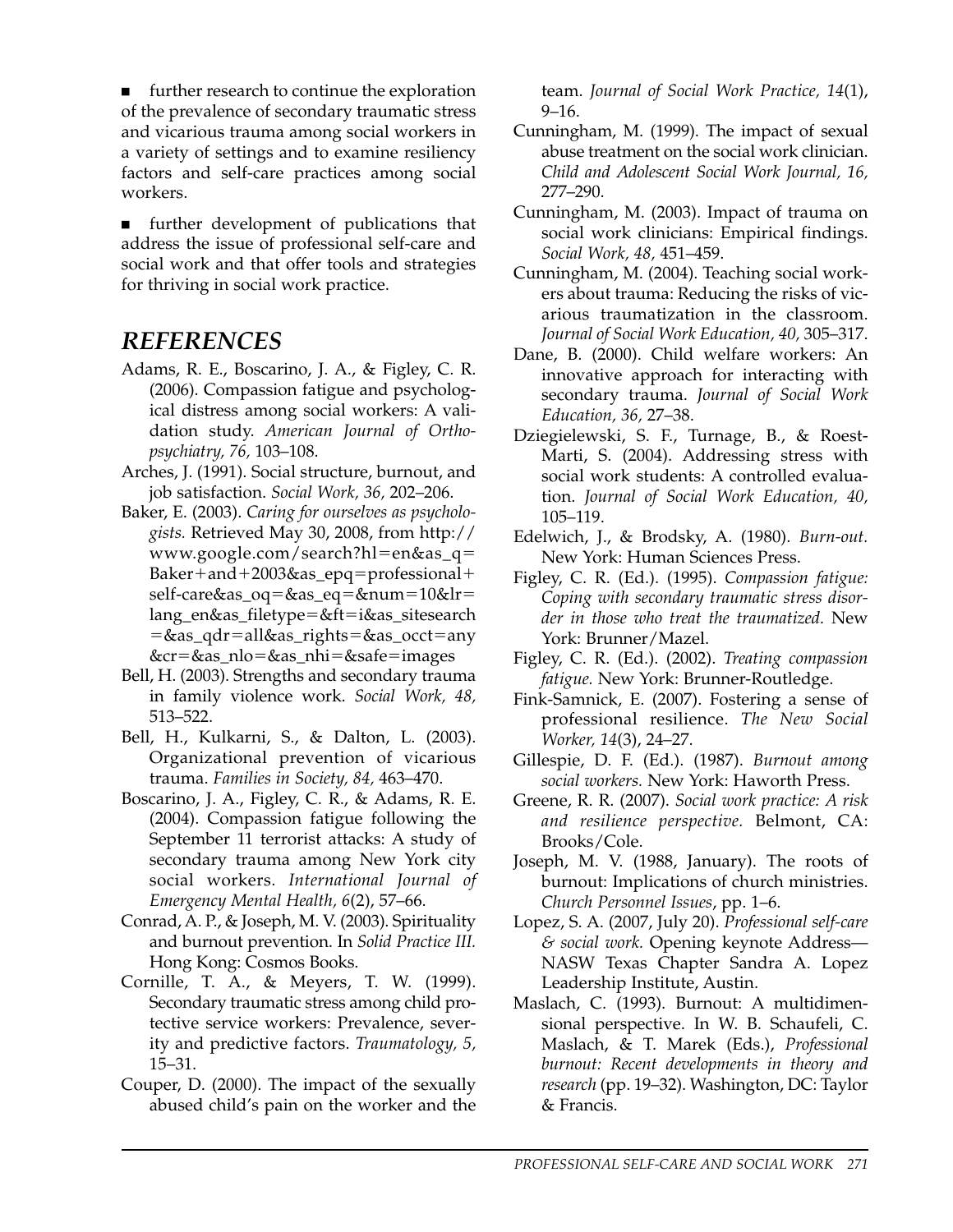- further research to continue the exploration of the prevalence of secondary traumatic stress and vicarious trauma among social workers in a variety of settings and to examine resiliency factors and self-care practices among social workers.

- further development of publications that address the issue of professional self-care and social work and that offer tools and strategies for thriving in social work practice.

## REFERENCES

Adams, R. E., Boscarino, J. A., & Figley, C. R. (2006). Compassion fatigue and psychological distress among social workers: A validation study. *American Journal of Orthopsychiatry, 76,* 103–108.

Arches, J. (1991). Social structure, burnout, and job satisfaction. *Social Work, 36,* 202–206.

Baker, E. (2003). *Caring for ourselves as psychologists.* Retrieved May 30, 2008, from http://www.google.com/search?hl=en&as_q=Baker+and+2003&as_epq=professional+self-care&as_oq=&as_eq=&num=10&lr=lang_en&as_filetype=&ft=i&as_sitesearch=&as_qdr=all&as_rights=&as_occt=any&cr=&as_nlo=&as_nhi=&safe=images

Bell, H. (2003). Strengths and secondary trauma in family violence work. *Social Work, 48,* 513–522.

Bell, H., Kulkarni, S., & Dalton, L. (2003). Organizational prevention of vicarious trauma. *Families in Society, 84,* 463–470.

Boscarino, J. A., Figley, C. R., & Adams, R. E. (2004). Compassion fatigue following the September 11 terrorist attacks: A study of secondary trauma among New York city social workers. *International Journal of Emergency Mental Health, 6*(2), 57–66.

Conrad, A. P., & Joseph, M. V. (2003). Spirituality and burnout prevention. In *Solid Practice III.* Hong Kong: Cosmos Books.

Cornille, T. A., & Meyers, T. W. (1999). Secondary traumatic stress among child protective service workers: Prevalence, severity and predictive factors. *Traumatology, 5,* 15–31.

Couper, D. (2000). The impact of the sexually abused child's pain on the worker and the team. *Journal of Social Work Practice, 14*(1), 9–16.

Cunningham, M. (1999). The impact of sexual abuse treatment on the social work clinician. *Child and Adolescent Social Work Journal, 16,* 277–290.

Cunningham, M. (2003). Impact of trauma on social work clinicians: Empirical findings. *Social Work, 48,* 451–459.

Cunningham, M. (2004). Teaching social workers about trauma: Reducing the risks of vicarious traumatization in the classroom. *Journal of Social Work Education, 40,* 305–317.

Dane, B. (2000). Child welfare workers: An innovative approach for interacting with secondary trauma. *Journal of Social Work Education, 36,* 27–38.

Dziegielewski, S. F., Turnage, B., & Roest-Marti, S. (2004). Addressing stress with social work students: A controlled evaluation. *Journal of Social Work Education, 40,* 105–119.

Edelwich, J., & Brodsky, A. (1980). *Burn-out.* New York: Human Sciences Press.

Figley, C. R. (Ed.). (1995). *Compassion fatigue: Coping with secondary traumatic stress disorder in those who treat the traumatized.* New York: Brunner/Mazel.

Figley, C. R. (Ed.). (2002). *Treating compassion fatigue.* New York: Brunner-Routledge.

Fink-Samnick, E. (2007). Fostering a sense of professional resilience. *The New Social Worker, 14*(3), 24–27.

Gillespie, D. F. (Ed.). (1987). *Burnout among social workers.* New York: Haworth Press.

Greene, R. R. (2007). *Social work practice: A risk and resilience perspective.* Belmont, CA: Brooks/Cole.

Joseph, M. V. (1988, January). The roots of burnout: Implications of church ministries. *Church Personnel Issues*, pp. 1–6.

Lopez, S. A. (2007, July 20). *Professional self-care & social work.* Opening keynote Address—NASW Texas Chapter Sandra A. Lopez Leadership Institute, Austin.

Maslach, C. (1993). Burnout: A multidimensional perspective. In W. B. Schaufeli, C. Maslach, & T. Marek (Eds.), *Professional burnout: Recent developments in theory and research* (pp. 19–32). Washington, DC: Taylor & Francis.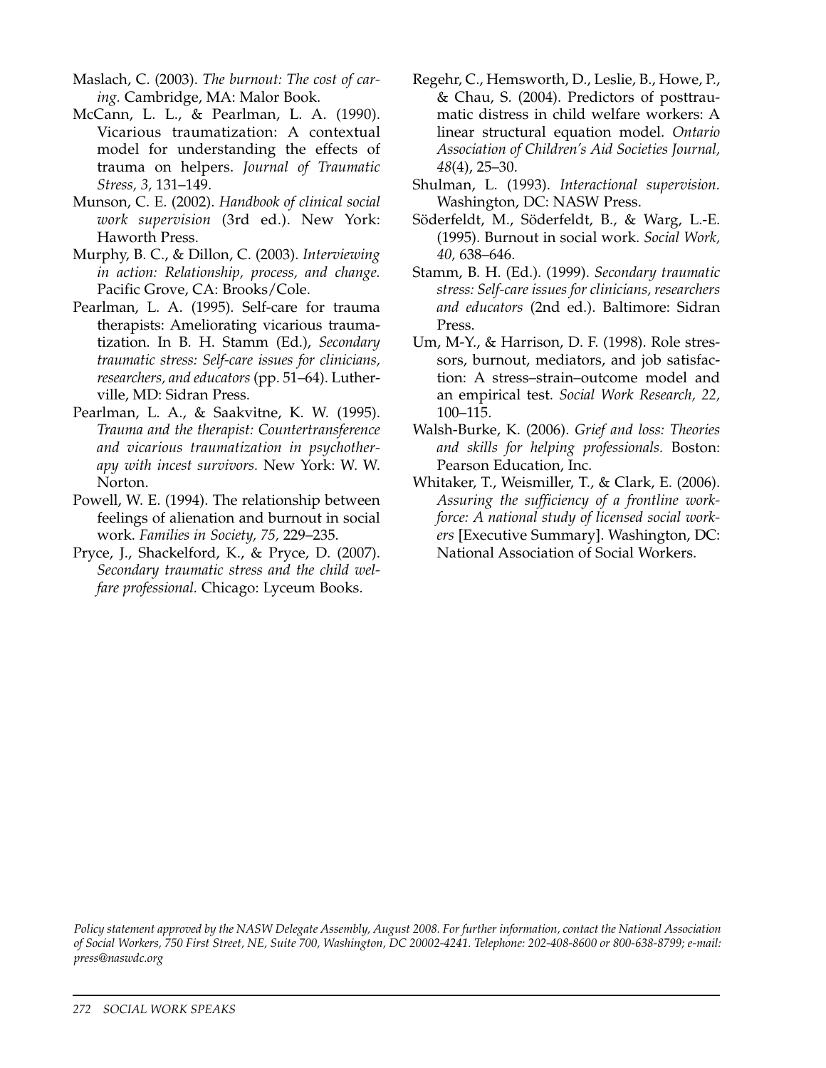Maslach, C. (2003). *The burnout: The cost of caring*. Cambridge, MA: Malor Book.

McCann, L. L., & Pearlman, L. A. (1990). Vicarious traumatization: A contextual model for understanding the effects of trauma on helpers. *Journal of Traumatic Stress, 3,* 131–149.

Munson, C. E. (2002). *Handbook of clinical social work supervision* (3rd ed.). New York: Haworth Press.

Murphy, B. C., & Dillon, C. (2003). *Interviewing in action: Relationship, process, and change.* Pacific Grove, CA: Brooks/Cole.

Pearlman, L. A. (1995). Self-care for trauma therapists: Ameliorating vicarious traumatization. In B. H. Stamm (Ed.), *Secondary traumatic stress: Self-care issues for clinicians, researchers, and educators* (pp. 51–64). Lutherville, MD: Sidran Press.

Pearlman, L. A., & Saakvitne, K. W. (1995). *Trauma and the therapist: Countertransference and vicarious traumatization in psychotherapy with incest survivors.* New York: W. W. Norton.

Powell, W. E. (1994). The relationship between feelings of alienation and burnout in social work. *Families in Society, 75,* 229–235.

Pryce, J., Shackelford, K., & Pryce, D. (2007). *Secondary traumatic stress and the child welfare professional.* Chicago: Lyceum Books.

Regehr, C., Hemsworth, D., Leslie, B., Howe, P., & Chau, S. (2004). Predictors of posttraumatic distress in child welfare workers: A linear structural equation model. *Ontario Association of Children's Aid Societies Journal, 48*(4), 25–30.

Shulman, L. (1993). *Interactional supervision.* Washington, DC: NASW Press.

Söderfeldt, M., Söderfeldt, B., & Warg, L.-E. (1995). Burnout in social work. *Social Work, 40,* 638–646.

Stamm, B. H. (Ed.). (1999). *Secondary traumatic stress: Self-care issues for clinicians, researchers and educators* (2nd ed.). Baltimore: Sidran Press.

Um, M-Y., & Harrison, D. F. (1998). Role stressors, burnout, mediators, and job satisfaction: A stress–strain–outcome model and an empirical test. *Social Work Research, 22,* 100–115.

Walsh-Burke, K. (2006). *Grief and loss: Theories and skills for helping professionals.* Boston: Pearson Education, Inc.

Whitaker, T., Weismiller, T., & Clark, E. (2006). *Assuring the sufficiency of a frontline workforce: A national study of licensed social workers* [Executive Summary]. Washington, DC: National Association of Social Workers.

*Policy statement approved by the NASW Delegate Assembly, August 2008. For further information, contact the National Association of Social Workers, 750 First Street, NE, Suite 700, Washington, DC 20002-4241. Telephone: 202-408-8600 or 800-638-8799; e-mail: press@naswdc.org*